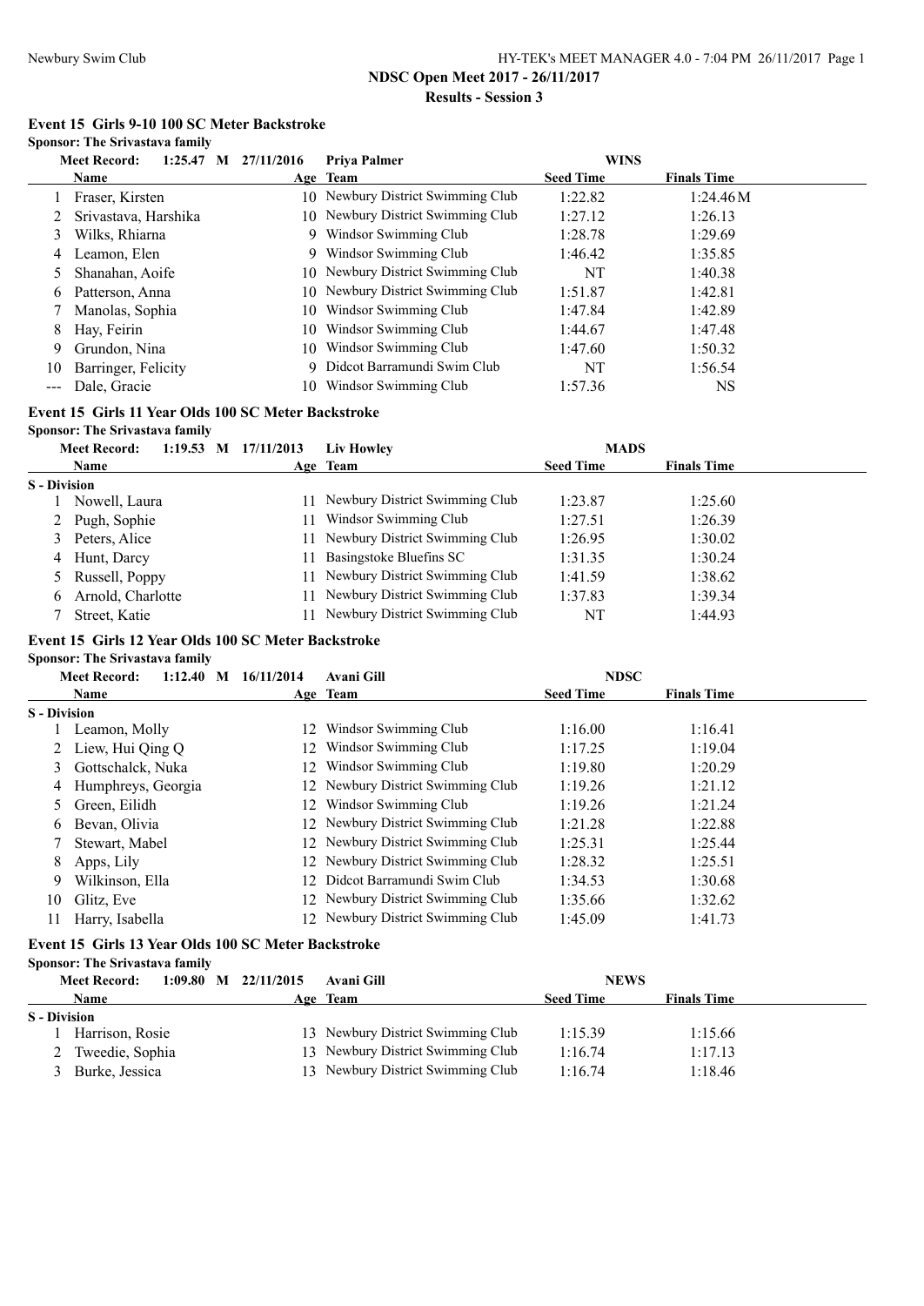# NDSC Open Meet 2017 - 26/11/2017

## Results - Session 3

### Event 15 Girls 9-10 100 SC Meter Backstroke

**Sponsor: The Srivastava family**

**Meet Record: 1:25.47 M 27/11/2016 Priya Palmer WINS**

| | Name | Age | Team | Seed Time | Finals Time |
|---|---|---|---|---|---|
| 1 | Fraser, Kirsten | 10 | Newbury District Swimming Club | 1:22.82 | 1:24.46M |
| 2 | Srivastava, Harshika | 10 | Newbury District Swimming Club | 1:27.12 | 1:26.13 |
| 3 | Wilks, Rhiarna | 9 | Windsor Swimming Club | 1:28.78 | 1:29.69 |
| 4 | Leamon, Elen | 9 | Windsor Swimming Club | 1:46.42 | 1:35.85 |
| 5 | Shanahan, Aoife | 10 | Newbury District Swimming Club | NT | 1:40.38 |
| 6 | Patterson, Anna | 10 | Newbury District Swimming Club | 1:51.87 | 1:42.81 |
| 7 | Manolas, Sophia | 10 | Windsor Swimming Club | 1:47.84 | 1:42.89 |
| 8 | Hay, Feirin | 10 | Windsor Swimming Club | 1:44.67 | 1:47.48 |
| 9 | Grundon, Nina | 10 | Windsor Swimming Club | 1:47.60 | 1:50.32 |
| 10 | Barringer, Felicity | 9 | Didcot Barramundi Swim Club | NT | 1:56.54 |
| --- | Dale, Gracie | 10 | Windsor Swimming Club | 1:57.36 | NS |

### Event 15 Girls 11 Year Olds 100 SC Meter Backstroke

**Sponsor: The Srivastava family**

**Meet Record: 1:19.53 M 17/11/2013 Liv Howley MADS**

| | Name | Age | Team | Seed Time | Finals Time |
|---|---|---|---|---|---|
| **S - Division** | | | | | |
| 1 | Nowell, Laura | 11 | Newbury District Swimming Club | 1:23.87 | 1:25.60 |
| 2 | Pugh, Sophie | 11 | Windsor Swimming Club | 1:27.51 | 1:26.39 |
| 3 | Peters, Alice | 11 | Newbury District Swimming Club | 1:26.95 | 1:30.02 |
| 4 | Hunt, Darcy | 11 | Basingstoke Bluefins SC | 1:31.35 | 1:30.24 |
| 5 | Russell, Poppy | 11 | Newbury District Swimming Club | 1:41.59 | 1:38.62 |
| 6 | Arnold, Charlotte | 11 | Newbury District Swimming Club | 1:37.83 | 1:39.34 |
| 7 | Street, Katie | 11 | Newbury District Swimming Club | NT | 1:44.93 |

### Event 15 Girls 12 Year Olds 100 SC Meter Backstroke

**Sponsor: The Srivastava family**

**Meet Record: 1:12.40 M 16/11/2014 Avani Gill NDSC**

| | Name | Age | Team | Seed Time | Finals Time |
|---|---|---|---|---|---|
| **S - Division** | | | | | |
| 1 | Leamon, Molly | 12 | Windsor Swimming Club | 1:16.00 | 1:16.41 |
| 2 | Liew, Hui Qing Q | 12 | Windsor Swimming Club | 1:17.25 | 1:19.04 |
| 3 | Gottschalck, Nuka | 12 | Windsor Swimming Club | 1:19.80 | 1:20.29 |
| 4 | Humphreys, Georgia | 12 | Newbury District Swimming Club | 1:19.26 | 1:21.12 |
| 5 | Green, Eilidh | 12 | Windsor Swimming Club | 1:19.26 | 1:21.24 |
| 6 | Bevan, Olivia | 12 | Newbury District Swimming Club | 1:21.28 | 1:22.88 |
| 7 | Stewart, Mabel | 12 | Newbury District Swimming Club | 1:25.31 | 1:25.44 |
| 8 | Apps, Lily | 12 | Newbury District Swimming Club | 1:28.32 | 1:25.51 |
| 9 | Wilkinson, Ella | 12 | Didcot Barramundi Swim Club | 1:34.53 | 1:30.68 |
| 10 | Glitz, Eve | 12 | Newbury District Swimming Club | 1:35.66 | 1:32.62 |
| 11 | Harry, Isabella | 12 | Newbury District Swimming Club | 1:45.09 | 1:41.73 |

### Event 15 Girls 13 Year Olds 100 SC Meter Backstroke

**Sponsor: The Srivastava family**

**Meet Record: 1:09.80 M 22/11/2015 Avani Gill NEWS**

| | Name | Age | Team | Seed Time | Finals Time |
|---|---|---|---|---|---|
| **S - Division** | | | | | |
| 1 | Harrison, Rosie | 13 | Newbury District Swimming Club | 1:15.39 | 1:15.66 |
| 2 | Tweedie, Sophia | 13 | Newbury District Swimming Club | 1:16.74 | 1:17.13 |
| 3 | Burke, Jessica | 13 | Newbury District Swimming Club | 1:16.74 | 1:18.46 |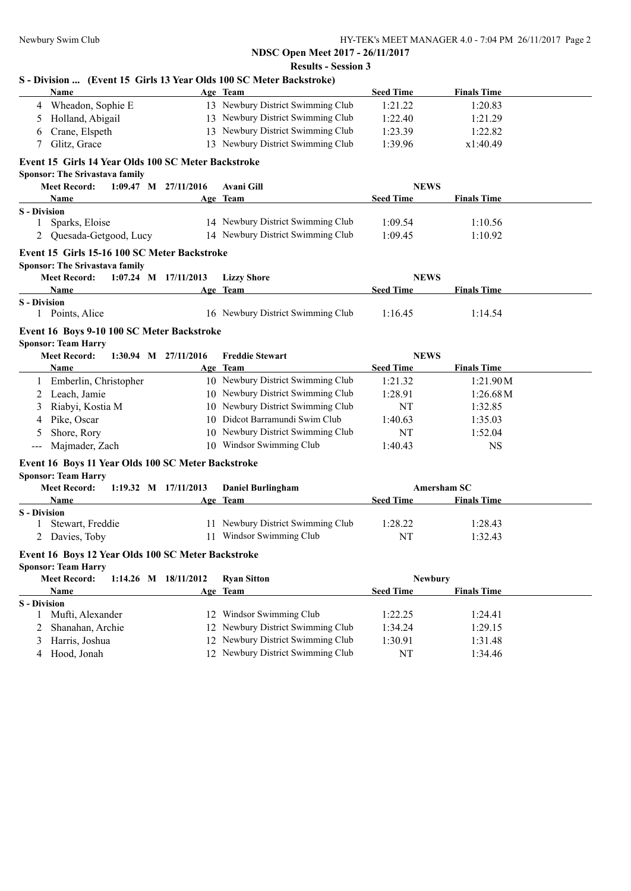## NDSC Open Meet 2017 - 26/11/2017

### Results - Session 3

**S - Division ... (Event 15 Girls 13 Year Olds 100 SC Meter Backstroke)**

| | Name | Age | Team | Seed Time | Finals Time |
|---|---|---|---|---|---|
| 4 | Wheadon, Sophie E | 13 | Newbury District Swimming Club | 1:21.22 | 1:20.83 |
| 5 | Holland, Abigail | 13 | Newbury District Swimming Club | 1:22.40 | 1:21.29 |
| 6 | Crane, Elspeth | 13 | Newbury District Swimming Club | 1:23.39 | 1:22.82 |
| 7 | Glitz, Grace | 13 | Newbury District Swimming Club | 1:39.96 | x1:40.49 |

**Event 15 Girls 14 Year Olds 100 SC Meter Backstroke**

**Sponsor: The Srivastava family**

Meet Record: 1:09.47 M 27/11/2016 Avani Gill NEWS

| | Name | Age | Team | Seed Time | Finals Time |
|---|---|---|---|---|---|
| **S - Division** | | | | | |
| 1 | Sparks, Eloise | 14 | Newbury District Swimming Club | 1:09.54 | 1:10.56 |
| 2 | Quesada-Getgood, Lucy | 14 | Newbury District Swimming Club | 1:09.45 | 1:10.92 |

**Event 15 Girls 15-16 100 SC Meter Backstroke**

**Sponsor: The Srivastava family**

Meet Record: 1:07.24 M 17/11/2013 Lizzy Shore NEWS

| | Name | Age | Team | Seed Time | Finals Time |
|---|---|---|---|---|---|
| **S - Division** | | | | | |
| 1 | Points, Alice | 16 | Newbury District Swimming Club | 1:16.45 | 1:14.54 |

**Event 16 Boys 9-10 100 SC Meter Backstroke**

**Sponsor: Team Harry**

Meet Record: 1:30.94 M 27/11/2016 Freddie Stewart NEWS

| | Name | Age | Team | Seed Time | Finals Time |
|---|---|---|---|---|---|
| 1 | Emberlin, Christopher | 10 | Newbury District Swimming Club | 1:21.32 | 1:21.90M |
| 2 | Leach, Jamie | 10 | Newbury District Swimming Club | 1:28.91 | 1:26.68M |
| 3 | Riabyi, Kostia M | 10 | Newbury District Swimming Club | NT | 1:32.85 |
| 4 | Pike, Oscar | 10 | Didcot Barramundi Swim Club | 1:40.63 | 1:35.03 |
| 5 | Shore, Rory | 10 | Newbury District Swimming Club | NT | 1:52.04 |
| --- | Majmader, Zach | 10 | Windsor Swimming Club | 1:40.43 | NS |

**Event 16 Boys 11 Year Olds 100 SC Meter Backstroke**

**Sponsor: Team Harry**

Meet Record: 1:19.32 M 17/11/2013 Daniel Burlingham Amersham SC

| | Name | Age | Team | Seed Time | Finals Time |
|---|---|---|---|---|---|
| **S - Division** | | | | | |
| 1 | Stewart, Freddie | 11 | Newbury District Swimming Club | 1:28.22 | 1:28.43 |
| 2 | Davies, Toby | 11 | Windsor Swimming Club | NT | 1:32.43 |

**Event 16 Boys 12 Year Olds 100 SC Meter Backstroke**

**Sponsor: Team Harry**

Meet Record: 1:14.26 M 18/11/2012 Ryan Sitton Newbury

| | Name | Age | Team | Seed Time | Finals Time |
|---|---|---|---|---|---|
| **S - Division** | | | | | |
| 1 | Mufti, Alexander | 12 | Windsor Swimming Club | 1:22.25 | 1:24.41 |
| 2 | Shanahan, Archie | 12 | Newbury District Swimming Club | 1:34.24 | 1:29.15 |
| 3 | Harris, Joshua | 12 | Newbury District Swimming Club | 1:30.91 | 1:31.48 |
| 4 | Hood, Jonah | 12 | Newbury District Swimming Club | NT | 1:34.46 |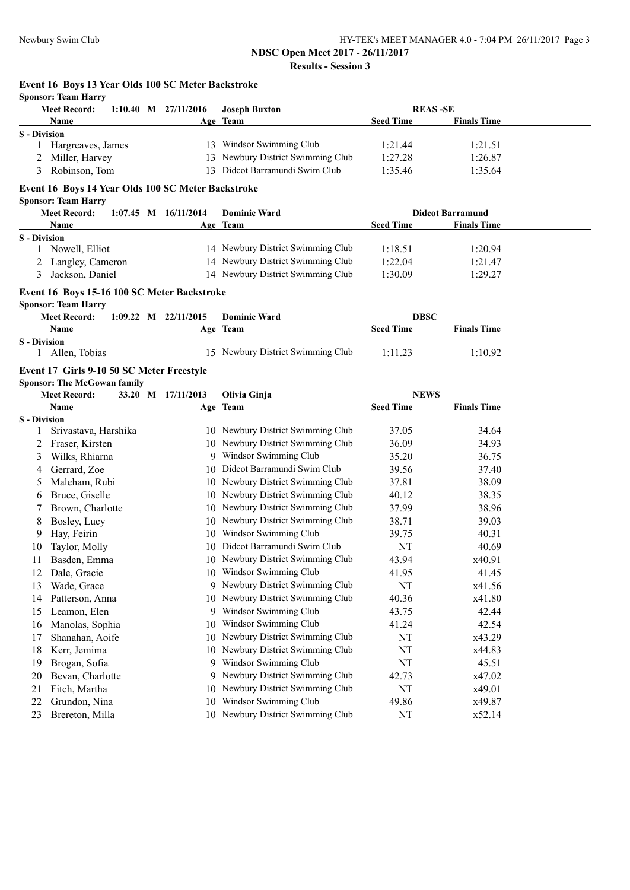**NDSC Open Meet 2017 - 26/11/2017**

**Results - Session 3**

### Event 16 Boys 13 Year Olds 100 SC Meter Backstroke

**Sponsor: Team Harry**

**Meet Record:** 1:10.40 M 27/11/2016 **Joseph Buxton** **REAS -SE**

| | Name | Age | Team | Seed Time | Finals Time |
|---|---|---|---|---|---|
| **S - Division** | | | | | |
| 1 | Hargreaves, James | 13 | Windsor Swimming Club | 1:21.44 | 1:21.51 |
| 2 | Miller, Harvey | 13 | Newbury District Swimming Club | 1:27.28 | 1:26.87 |
| 3 | Robinson, Tom | 13 | Didcot Barramundi Swim Club | 1:35.46 | 1:35.64 |

### Event 16 Boys 14 Year Olds 100 SC Meter Backstroke

**Sponsor: Team Harry**

**Meet Record:** 1:07.45 M 16/11/2014 **Dominic Ward** **Didcot Barramund**

| | Name | Age | Team | Seed Time | Finals Time |
|---|---|---|---|---|---|
| **S - Division** | | | | | |
| 1 | Nowell, Elliot | 14 | Newbury District Swimming Club | 1:18.51 | 1:20.94 |
| 2 | Langley, Cameron | 14 | Newbury District Swimming Club | 1:22.04 | 1:21.47 |
| 3 | Jackson, Daniel | 14 | Newbury District Swimming Club | 1:30.09 | 1:29.27 |

### Event 16 Boys 15-16 100 SC Meter Backstroke

**Sponsor: Team Harry**

**Meet Record:** 1:09.22 M 22/11/2015 **Dominic Ward** **DBSC**

| | Name | Age | Team | Seed Time | Finals Time |
|---|---|---|---|---|---|
| **S - Division** | | | | | |
| 1 | Allen, Tobias | 15 | Newbury District Swimming Club | 1:11.23 | 1:10.92 |

### Event 17 Girls 9-10 50 SC Meter Freestyle

**Sponsor: The McGowan family**

**Meet Record:** 33.20 M 17/11/2013 **Olivia Ginja** **NEWS**

| | Name | Age | Team | Seed Time | Finals Time |
|---|---|---|---|---|---|
| **S - Division** | | | | | |
| 1 | Srivastava, Harshika | 10 | Newbury District Swimming Club | 37.05 | 34.64 |
| 2 | Fraser, Kirsten | 10 | Newbury District Swimming Club | 36.09 | 34.93 |
| 3 | Wilks, Rhiarna | 9 | Windsor Swimming Club | 35.20 | 36.75 |
| 4 | Gerrard, Zoe | 10 | Didcot Barramundi Swim Club | 39.56 | 37.40 |
| 5 | Maleham, Rubi | 10 | Newbury District Swimming Club | 37.81 | 38.09 |
| 6 | Bruce, Giselle | 10 | Newbury District Swimming Club | 40.12 | 38.35 |
| 7 | Brown, Charlotte | 10 | Newbury District Swimming Club | 37.99 | 38.96 |
| 8 | Bosley, Lucy | 10 | Newbury District Swimming Club | 38.71 | 39.03 |
| 9 | Hay, Feirin | 10 | Windsor Swimming Club | 39.75 | 40.31 |
| 10 | Taylor, Molly | 10 | Didcot Barramundi Swim Club | NT | 40.69 |
| 11 | Basden, Emma | 10 | Newbury District Swimming Club | 43.94 | x40.91 |
| 12 | Dale, Gracie | 10 | Windsor Swimming Club | 41.95 | 41.45 |
| 13 | Wade, Grace | 9 | Newbury District Swimming Club | NT | x41.56 |
| 14 | Patterson, Anna | 10 | Newbury District Swimming Club | 40.36 | x41.80 |
| 15 | Leamon, Elen | 9 | Windsor Swimming Club | 43.75 | 42.44 |
| 16 | Manolas, Sophia | 10 | Windsor Swimming Club | 41.24 | 42.54 |
| 17 | Shanahan, Aoife | 10 | Newbury District Swimming Club | NT | x43.29 |
| 18 | Kerr, Jemima | 10 | Newbury District Swimming Club | NT | x44.83 |
| 19 | Brogan, Sofia | 9 | Windsor Swimming Club | NT | 45.51 |
| 20 | Bevan, Charlotte | 9 | Newbury District Swimming Club | 42.73 | x47.02 |
| 21 | Fitch, Martha | 10 | Newbury District Swimming Club | NT | x49.01 |
| 22 | Grundon, Nina | 10 | Windsor Swimming Club | 49.86 | x49.87 |
| 23 | Brereton, Milla | 10 | Newbury District Swimming Club | NT | x52.14 |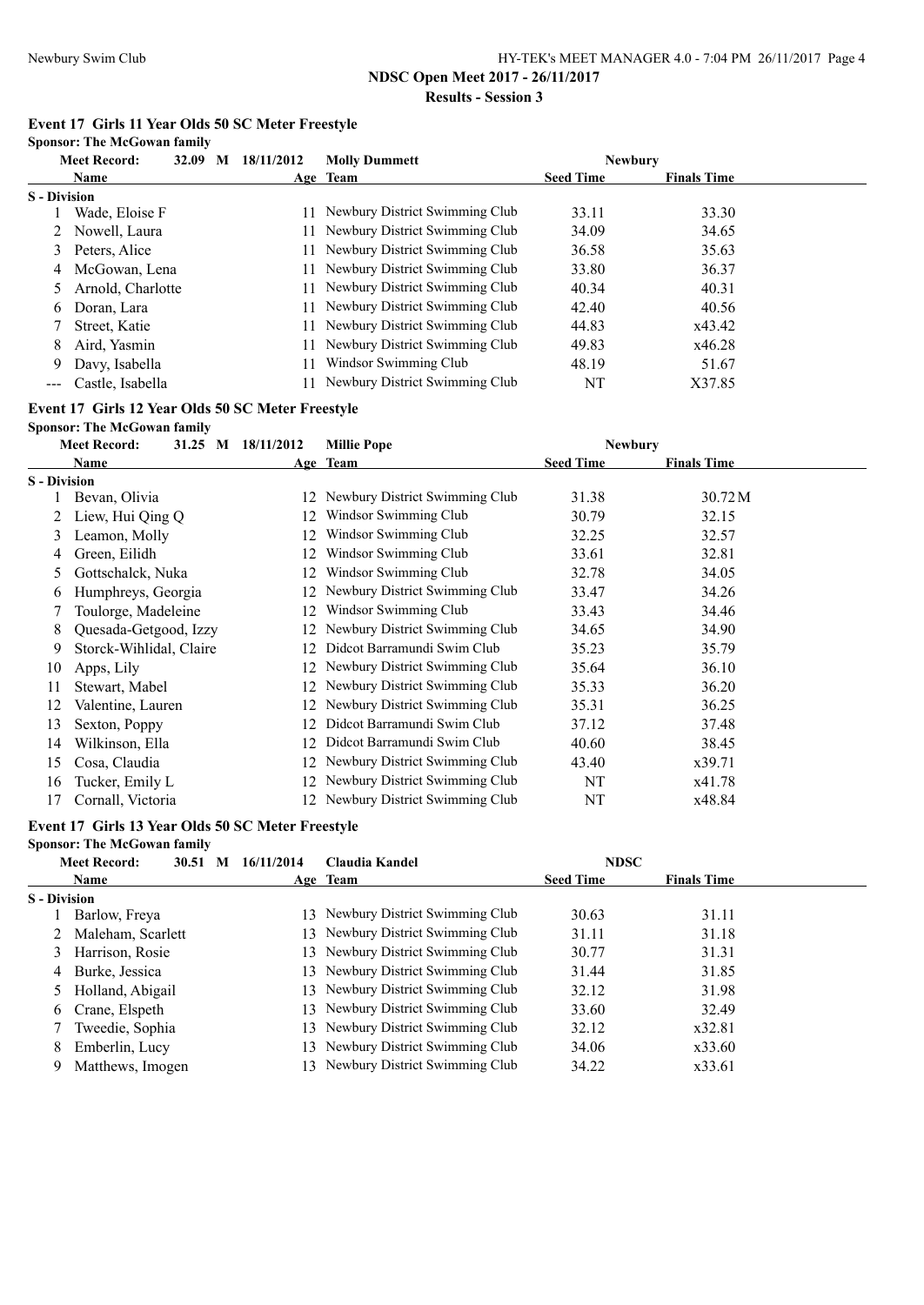## Event 17 Girls 11 Year Olds 50 SC Meter Freestyle

**Sponsor: The McGowan family**

| Meet Record: | 32.09 M 18/11/2012 | | Molly Dummett | Newbury | |
|---|---|---|---|---|---|
| | **Name** | **Age** | **Team** | **Seed Time** | **Finals Time** |
| **S - Division** | | | | | |
| 1 | Wade, Eloise F | 11 | Newbury District Swimming Club | 33.11 | 33.30 |
| 2 | Nowell, Laura | 11 | Newbury District Swimming Club | 34.09 | 34.65 |
| 3 | Peters, Alice | 11 | Newbury District Swimming Club | 36.58 | 35.63 |
| 4 | McGowan, Lena | 11 | Newbury District Swimming Club | 33.80 | 36.37 |
| 5 | Arnold, Charlotte | 11 | Newbury District Swimming Club | 40.34 | 40.31 |
| 6 | Doran, Lara | 11 | Newbury District Swimming Club | 42.40 | 40.56 |
| 7 | Street, Katie | 11 | Newbury District Swimming Club | 44.83 | x43.42 |
| 8 | Aird, Yasmin | 11 | Newbury District Swimming Club | 49.83 | x46.28 |
| 9 | Davy, Isabella | 11 | Windsor Swimming Club | 48.19 | 51.67 |
| --- | Castle, Isabella | 11 | Newbury District Swimming Club | NT | X37.85 |

## Event 17 Girls 12 Year Olds 50 SC Meter Freestyle

**Sponsor: The McGowan family**

| Meet Record: | 31.25 M 18/11/2012 | | Millie Pope | Newbury | |
|---|---|---|---|---|---|
| | **Name** | **Age** | **Team** | **Seed Time** | **Finals Time** |
| **S - Division** | | | | | |
| 1 | Bevan, Olivia | 12 | Newbury District Swimming Club | 31.38 | 30.72M |
| 2 | Liew, Hui Qing Q | 12 | Windsor Swimming Club | 30.79 | 32.15 |
| 3 | Leamon, Molly | 12 | Windsor Swimming Club | 32.25 | 32.57 |
| 4 | Green, Eilidh | 12 | Windsor Swimming Club | 33.61 | 32.81 |
| 5 | Gottschalck, Nuka | 12 | Windsor Swimming Club | 32.78 | 34.05 |
| 6 | Humphreys, Georgia | 12 | Newbury District Swimming Club | 33.47 | 34.26 |
| 7 | Toulorge, Madeleine | 12 | Windsor Swimming Club | 33.43 | 34.46 |
| 8 | Quesada-Getgood, Izzy | 12 | Newbury District Swimming Club | 34.65 | 34.90 |
| 9 | Storck-Wihlidal, Claire | 12 | Didcot Barramundi Swim Club | 35.23 | 35.79 |
| 10 | Apps, Lily | 12 | Newbury District Swimming Club | 35.64 | 36.10 |
| 11 | Stewart, Mabel | 12 | Newbury District Swimming Club | 35.33 | 36.20 |
| 12 | Valentine, Lauren | 12 | Newbury District Swimming Club | 35.31 | 36.25 |
| 13 | Sexton, Poppy | 12 | Didcot Barramundi Swim Club | 37.12 | 37.48 |
| 14 | Wilkinson, Ella | 12 | Didcot Barramundi Swim Club | 40.60 | 38.45 |
| 15 | Cosa, Claudia | 12 | Newbury District Swimming Club | 43.40 | x39.71 |
| 16 | Tucker, Emily L | 12 | Newbury District Swimming Club | NT | x41.78 |
| 17 | Cornall, Victoria | 12 | Newbury District Swimming Club | NT | x48.84 |

## Event 17 Girls 13 Year Olds 50 SC Meter Freestyle

**Sponsor: The McGowan family**

| Meet Record: | 30.51 M 16/11/2014 | | Claudia Kandel | NDSC | |
|---|---|---|---|---|---|
| | **Name** | **Age** | **Team** | **Seed Time** | **Finals Time** |
| **S - Division** | | | | | |
| 1 | Barlow, Freya | 13 | Newbury District Swimming Club | 30.63 | 31.11 |
| 2 | Maleham, Scarlett | 13 | Newbury District Swimming Club | 31.11 | 31.18 |
| 3 | Harrison, Rosie | 13 | Newbury District Swimming Club | 30.77 | 31.31 |
| 4 | Burke, Jessica | 13 | Newbury District Swimming Club | 31.44 | 31.85 |
| 5 | Holland, Abigail | 13 | Newbury District Swimming Club | 32.12 | 31.98 |
| 6 | Crane, Elspeth | 13 | Newbury District Swimming Club | 33.60 | 32.49 |
| 7 | Tweedie, Sophia | 13 | Newbury District Swimming Club | 32.12 | x32.81 |
| 8 | Emberlin, Lucy | 13 | Newbury District Swimming Club | 34.06 | x33.60 |
| 9 | Matthews, Imogen | 13 | Newbury District Swimming Club | 34.22 | x33.61 |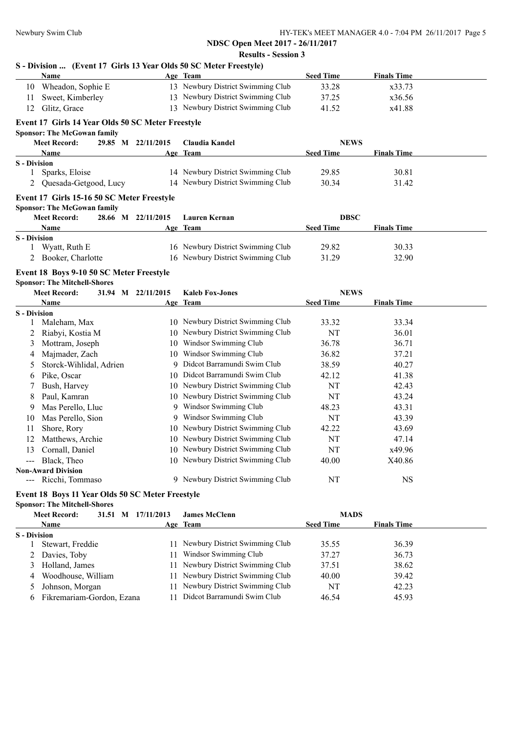**NDSC Open Meet 2017 - 26/11/2017**

**Results - Session 3**

### S - Division ... (Event 17 Girls 13 Year Olds 50 SC Meter Freestyle)

| | Name | Age | Team | Seed Time | Finals Time |
|---|---|---|---|---|---|
| 10 | Wheadon, Sophie E | 13 | Newbury District Swimming Club | 33.28 | x33.73 |
| 11 | Sweet, Kimberley | 13 | Newbury District Swimming Club | 37.25 | x36.56 |
| 12 | Glitz, Grace | 13 | Newbury District Swimming Club | 41.52 | x41.88 |

### Event 17 Girls 14 Year Olds 50 SC Meter Freestyle

**Sponsor: The McGowan family**

Meet Record: 29.85 M 22/11/2015 Claudia Kandel NEWS

| | Name | Age | Team | Seed Time | Finals Time |
|---|---|---|---|---|---|
| **S - Division** | | | | | |
| 1 | Sparks, Eloise | 14 | Newbury District Swimming Club | 29.85 | 30.81 |
| 2 | Quesada-Getgood, Lucy | 14 | Newbury District Swimming Club | 30.34 | 31.42 |

### Event 17 Girls 15-16 50 SC Meter Freestyle

**Sponsor: The McGowan family**

Meet Record: 28.66 M 22/11/2015 Lauren Kernan DBSC

| | Name | Age | Team | Seed Time | Finals Time |
|---|---|---|---|---|---|
| **S - Division** | | | | | |
| 1 | Wyatt, Ruth E | 16 | Newbury District Swimming Club | 29.82 | 30.33 |
| 2 | Booker, Charlotte | 16 | Newbury District Swimming Club | 31.29 | 32.90 |

### Event 18 Boys 9-10 50 SC Meter Freestyle

**Sponsor: The Mitchell-Shores**

Meet Record: 31.94 M 22/11/2015 Kaleb Fox-Jones NEWS

| | Name | Age | Team | Seed Time | Finals Time |
|---|---|---|---|---|---|
| **S - Division** | | | | | |
| 1 | Maleham, Max | 10 | Newbury District Swimming Club | 33.32 | 33.34 |
| 2 | Riabyi, Kostia M | 10 | Newbury District Swimming Club | NT | 36.01 |
| 3 | Mottram, Joseph | 10 | Windsor Swimming Club | 36.78 | 36.71 |
| 4 | Majmader, Zach | 10 | Windsor Swimming Club | 36.82 | 37.21 |
| 5 | Storck-Wihlidal, Adrien | 9 | Didcot Barramundi Swim Club | 38.59 | 40.27 |
| 6 | Pike, Oscar | 10 | Didcot Barramundi Swim Club | 42.12 | 41.38 |
| 7 | Bush, Harvey | 10 | Newbury District Swimming Club | NT | 42.43 |
| 8 | Paul, Kamran | 10 | Newbury District Swimming Club | NT | 43.24 |
| 9 | Mas Perello, Lluc | 9 | Windsor Swimming Club | 48.23 | 43.31 |
| 10 | Mas Perello, Sion | 9 | Windsor Swimming Club | NT | 43.39 |
| 11 | Shore, Rory | 10 | Newbury District Swimming Club | 42.22 | 43.69 |
| 12 | Matthews, Archie | 10 | Newbury District Swimming Club | NT | 47.14 |
| 13 | Cornall, Daniel | 10 | Newbury District Swimming Club | NT | x49.96 |
| --- | Black, Theo | 10 | Newbury District Swimming Club | 40.00 | X40.86 |
| **Non-Award Division** | | | | | |
| --- | Ricchi, Tommaso | 9 | Newbury District Swimming Club | NT | NS |

### Event 18 Boys 11 Year Olds 50 SC Meter Freestyle

**Sponsor: The Mitchell-Shores**

Meet Record: 31.51 M 17/11/2013 James McClenn MADS

| | Name | Age | Team | Seed Time | Finals Time |
|---|---|---|---|---|---|
| **S - Division** | | | | | |
| 1 | Stewart, Freddie | 11 | Newbury District Swimming Club | 35.55 | 36.39 |
| 2 | Davies, Toby | 11 | Windsor Swimming Club | 37.27 | 36.73 |
| 3 | Holland, James | 11 | Newbury District Swimming Club | 37.51 | 38.62 |
| 4 | Woodhouse, William | 11 | Newbury District Swimming Club | 40.00 | 39.42 |
| 5 | Johnson, Morgan | 11 | Newbury District Swimming Club | NT | 42.23 |
| 6 | Fikremariam-Gordon, Ezana | 11 | Didcot Barramundi Swim Club | 46.54 | 45.93 |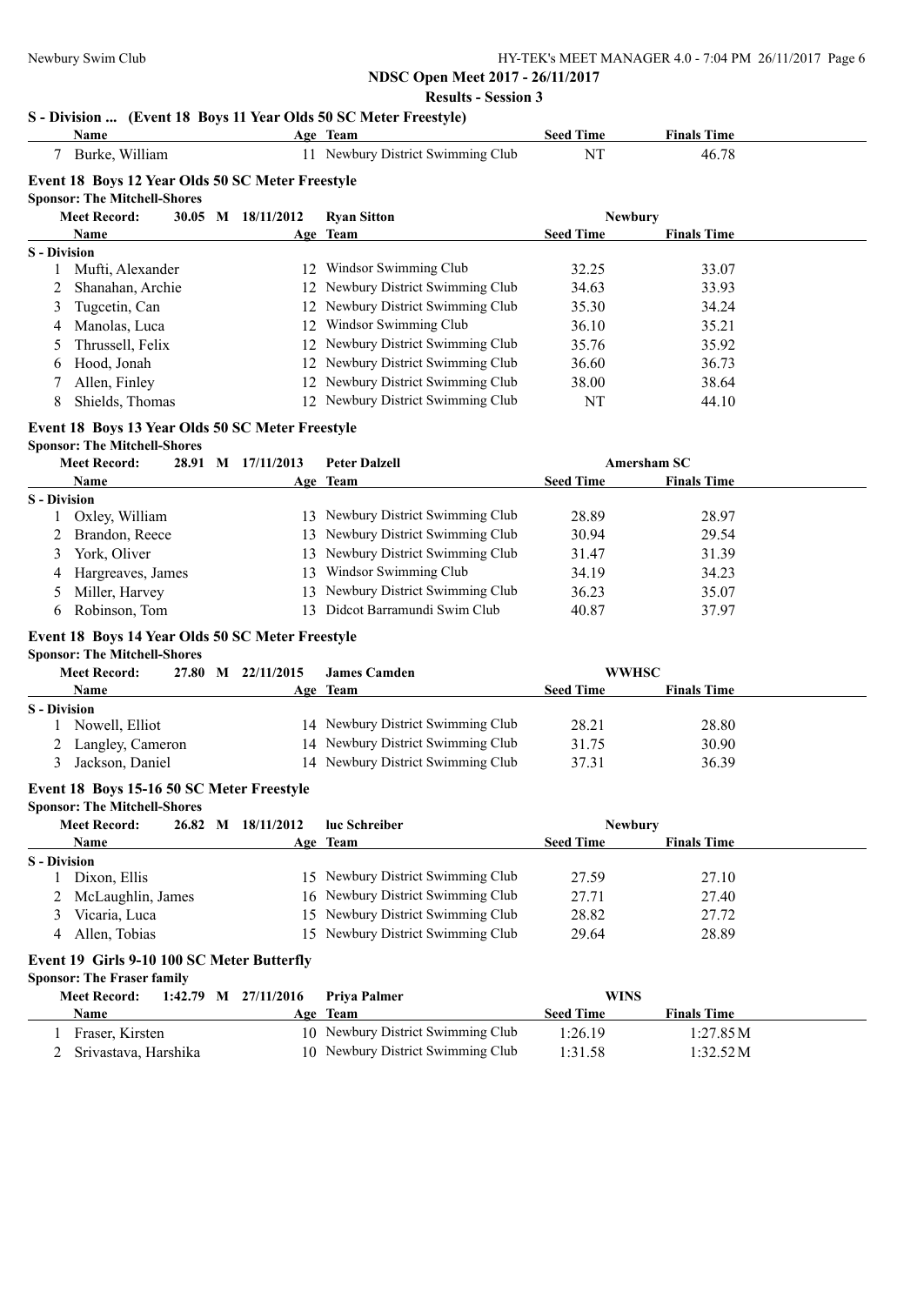**NDSC Open Meet 2017 - 26/11/2017**

**Results - Session 3**

## S - Division ... (Event 18 Boys 11 Year Olds 50 SC Meter Freestyle)

| | Name | Age | Team | Seed Time | Finals Time |
|---|---|---|---|---|---|
| 7 | Burke, William | 11 | Newbury District Swimming Club | NT | 46.78 |

## Event 18 Boys 12 Year Olds 50 SC Meter Freestyle

**Sponsor: The Mitchell-Shores**

**Meet Record:** 30.05 M 18/11/2012 **Ryan Sitton** **Newbury**

| | Name | Age | Team | Seed Time | Finals Time |
|---|---|---|---|---|---|
| **S - Division** | | | | | |
| 1 | Mufti, Alexander | 12 | Windsor Swimming Club | 32.25 | 33.07 |
| 2 | Shanahan, Archie | 12 | Newbury District Swimming Club | 34.63 | 33.93 |
| 3 | Tugcetin, Can | 12 | Newbury District Swimming Club | 35.30 | 34.24 |
| 4 | Manolas, Luca | 12 | Windsor Swimming Club | 36.10 | 35.21 |
| 5 | Thrussell, Felix | 12 | Newbury District Swimming Club | 35.76 | 35.92 |
| 6 | Hood, Jonah | 12 | Newbury District Swimming Club | 36.60 | 36.73 |
| 7 | Allen, Finley | 12 | Newbury District Swimming Club | 38.00 | 38.64 |
| 8 | Shields, Thomas | 12 | Newbury District Swimming Club | NT | 44.10 |

## Event 18 Boys 13 Year Olds 50 SC Meter Freestyle

**Sponsor: The Mitchell-Shores**

**Meet Record:** 28.91 M 17/11/2013 **Peter Dalzell** **Amersham SC**

| | Name | Age | Team | Seed Time | Finals Time |
|---|---|---|---|---|---|
| **S - Division** | | | | | |
| 1 | Oxley, William | 13 | Newbury District Swimming Club | 28.89 | 28.97 |
| 2 | Brandon, Reece | 13 | Newbury District Swimming Club | 30.94 | 29.54 |
| 3 | York, Oliver | 13 | Newbury District Swimming Club | 31.47 | 31.39 |
| 4 | Hargreaves, James | 13 | Windsor Swimming Club | 34.19 | 34.23 |
| 5 | Miller, Harvey | 13 | Newbury District Swimming Club | 36.23 | 35.07 |
| 6 | Robinson, Tom | 13 | Didcot Barramundi Swim Club | 40.87 | 37.97 |

## Event 18 Boys 14 Year Olds 50 SC Meter Freestyle

**Sponsor: The Mitchell-Shores**

**Meet Record:** 27.80 M 22/11/2015 **James Camden** **WWHSC**

| | Name | Age | Team | Seed Time | Finals Time |
|---|---|---|---|---|---|
| **S - Division** | | | | | |
| 1 | Nowell, Elliot | 14 | Newbury District Swimming Club | 28.21 | 28.80 |
| 2 | Langley, Cameron | 14 | Newbury District Swimming Club | 31.75 | 30.90 |
| 3 | Jackson, Daniel | 14 | Newbury District Swimming Club | 37.31 | 36.39 |

## Event 18 Boys 15-16 50 SC Meter Freestyle

**Sponsor: The Mitchell-Shores**

**Meet Record:** 26.82 M 18/11/2012 **luc Schreiber** **Newbury**

| | Name | Age | Team | Seed Time | Finals Time |
|---|---|---|---|---|---|
| **S - Division** | | | | | |
| 1 | Dixon, Ellis | 15 | Newbury District Swimming Club | 27.59 | 27.10 |
| 2 | McLaughlin, James | 16 | Newbury District Swimming Club | 27.71 | 27.40 |
| 3 | Vicaria, Luca | 15 | Newbury District Swimming Club | 28.82 | 27.72 |
| 4 | Allen, Tobias | 15 | Newbury District Swimming Club | 29.64 | 28.89 |

## Event 19 Girls 9-10 100 SC Meter Butterfly

**Sponsor: The Fraser family**

**Meet Record:** 1:42.79 M 27/11/2016 **Priya Palmer** **WINS**

| | Name | Age | Team | Seed Time | Finals Time |
|---|---|---|---|---|---|
| 1 | Fraser, Kirsten | 10 | Newbury District Swimming Club | 1:26.19 | 1:27.85M |
| 2 | Srivastava, Harshika | 10 | Newbury District Swimming Club | 1:31.58 | 1:32.52M |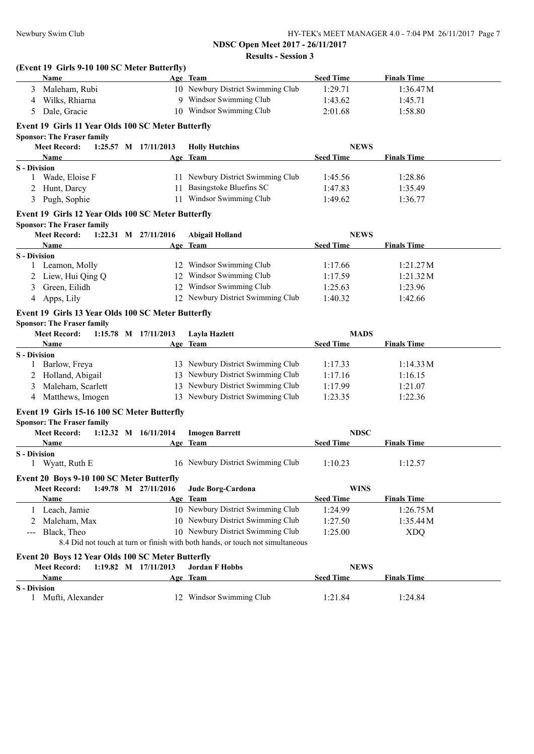**NDSC Open Meet 2017 - 26/11/2017**

**Results - Session 3**

### (Event 19 Girls 9-10 100 SC Meter Butterfly)

| | Name | Age | Team | Seed Time | Finals Time |
|---|---|---|---|---|---|
| 3 | Maleham, Rubi | 10 | Newbury District Swimming Club | 1:29.71 | 1:36.47M |
| 4 | Wilks, Rhiarna | 9 | Windsor Swimming Club | 1:43.62 | 1:45.71 |
| 5 | Dale, Gracie | 10 | Windsor Swimming Club | 2:01.68 | 1:58.80 |

### Event 19 Girls 11 Year Olds 100 SC Meter Butterfly

**Sponsor: The Fraser family**

**Meet Record:** 1:25.57 M 17/11/2013 **Holly Hutchins** **NEWS**

| | Name | Age | Team | Seed Time | Finals Time |
|---|---|---|---|---|---|
| **S - Division** | | | | | |
| 1 | Wade, Eloise F | 11 | Newbury District Swimming Club | 1:45.56 | 1:28.86 |
| 2 | Hunt, Darcy | 11 | Basingstoke Bluefins SC | 1:47.83 | 1:35.49 |
| 3 | Pugh, Sophie | 11 | Windsor Swimming Club | 1:49.62 | 1:36.77 |

### Event 19 Girls 12 Year Olds 100 SC Meter Butterfly

**Sponsor: The Fraser family**

**Meet Record:** 1:22.31 M 27/11/2016 **Abigail Holland** **NEWS**

| | Name | Age | Team | Seed Time | Finals Time |
|---|---|---|---|---|---|
| **S - Division** | | | | | |
| 1 | Leamon, Molly | 12 | Windsor Swimming Club | 1:17.66 | 1:21.27M |
| 2 | Liew, Hui Qing Q | 12 | Windsor Swimming Club | 1:17.59 | 1:21.32M |
| 3 | Green, Eilidh | 12 | Windsor Swimming Club | 1:25.63 | 1:23.96 |
| 4 | Apps, Lily | 12 | Newbury District Swimming Club | 1:40.32 | 1:42.66 |

### Event 19 Girls 13 Year Olds 100 SC Meter Butterfly

**Sponsor: The Fraser family**

**Meet Record:** 1:15.78 M 17/11/2013 **Layla Hazlett** **MADS**

| | Name | Age | Team | Seed Time | Finals Time |
|---|---|---|---|---|---|
| **S - Division** | | | | | |
| 1 | Barlow, Freya | 13 | Newbury District Swimming Club | 1:17.33 | 1:14.33M |
| 2 | Holland, Abigail | 13 | Newbury District Swimming Club | 1:17.16 | 1:16.15 |
| 3 | Maleham, Scarlett | 13 | Newbury District Swimming Club | 1:17.99 | 1:21.07 |
| 4 | Matthews, Imogen | 13 | Newbury District Swimming Club | 1:23.35 | 1:22.36 |

### Event 19 Girls 15-16 100 SC Meter Butterfly

**Sponsor: The Fraser family**

**Meet Record:** 1:12.32 M 16/11/2014 **Imogen Barrett** **NDSC**

| | Name | Age | Team | Seed Time | Finals Time |
|---|---|---|---|---|---|
| **S - Division** | | | | | |
| 1 | Wyatt, Ruth E | 16 | Newbury District Swimming Club | 1:10.23 | 1:12.57 |

### Event 20 Boys 9-10 100 SC Meter Butterfly

**Meet Record:** 1:49.78 M 27/11/2016 **Jude Borg-Cardona** **WINS**

| | Name | Age | Team | Seed Time | Finals Time |
|---|---|---|---|---|---|
| 1 | Leach, Jamie | 10 | Newbury District Swimming Club | 1:24.99 | 1:26.75M |
| 2 | Maleham, Max | 10 | Newbury District Swimming Club | 1:27.50 | 1:35.44M |
| --- | Black, Theo | 10 | Newbury District Swimming Club | 1:25.00 | XDQ |

8.4 Did not touch at turn or finish with both hands, or touch not simultaneous

### Event 20 Boys 12 Year Olds 100 SC Meter Butterfly

**Meet Record:** 1:19.82 M 17/11/2013 **Jordan F Hobbs** **NEWS**

| | Name | Age | Team | Seed Time | Finals Time |
|---|---|---|---|---|---|
| **S - Division** | | | | | |
| 1 | Mufti, Alexander | 12 | Windsor Swimming Club | 1:21.84 | 1:24.84 |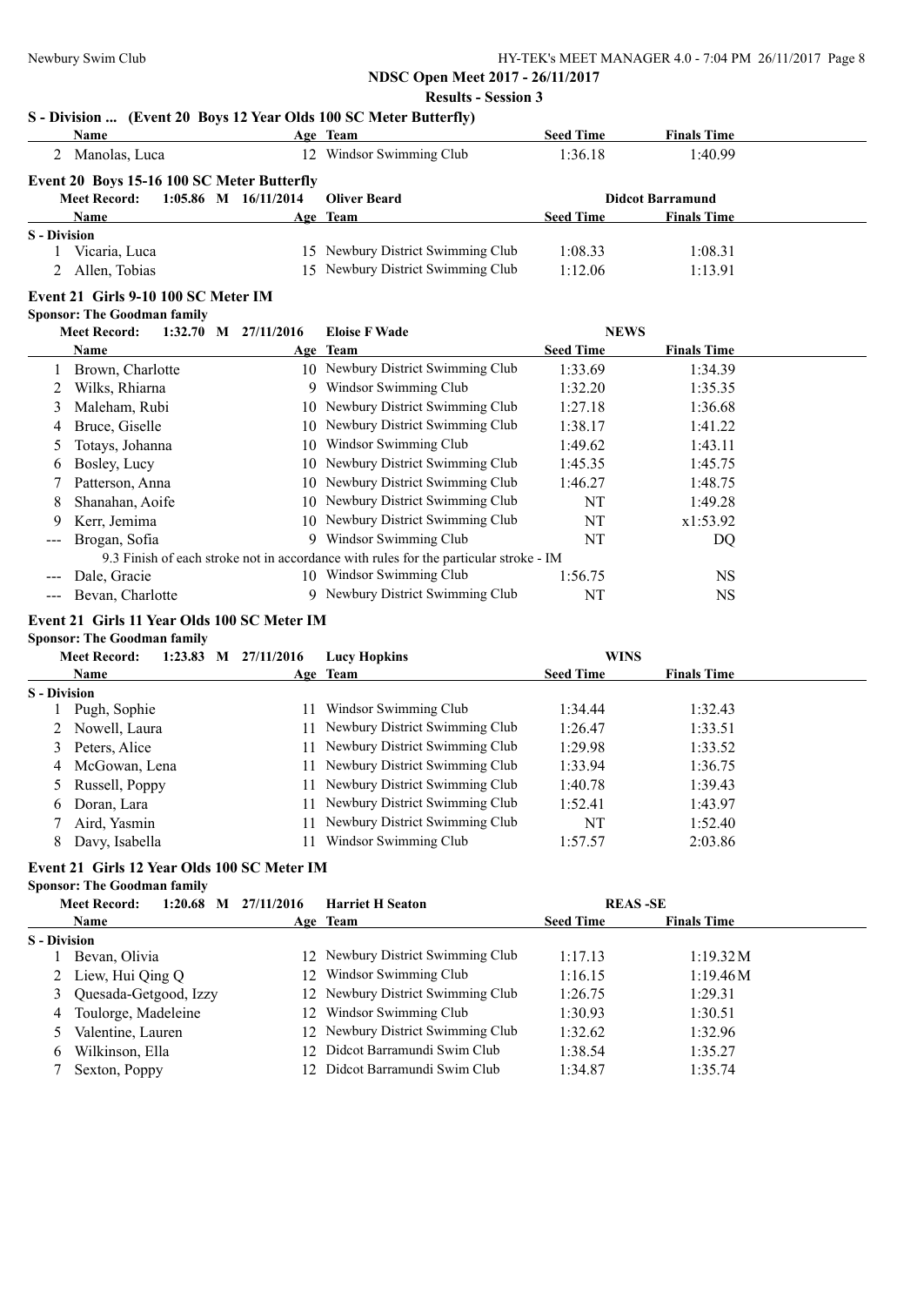**NDSC Open Meet 2017 - 26/11/2017**

**Results - Session 3**

### S - Division ... (Event 20 Boys 12 Year Olds 100 SC Meter Butterfly)

| | Name | Age | Team | Seed Time | Finals Time |
|---|---|---|---|---|---|
| 2 | Manolas, Luca | 12 | Windsor Swimming Club | 1:36.18 | 1:40.99 |

### Event 20 Boys 15-16 100 SC Meter Butterfly

**Meet Record:** 1:05.86 M 16/11/2014 Oliver Beard — Didcot Barramund

| | Name | Age | Team | Seed Time | Finals Time |
|---|---|---|---|---|---|
| **S - Division** | | | | | |
| 1 | Vicaria, Luca | 15 | Newbury District Swimming Club | 1:08.33 | 1:08.31 |
| 2 | Allen, Tobias | 15 | Newbury District Swimming Club | 1:12.06 | 1:13.91 |

### Event 21 Girls 9-10 100 SC Meter IM

**Sponsor: The Goodman family**

**Meet Record:** 1:32.70 M 27/11/2016 Eloise F Wade — NEWS

| | Name | Age | Team | Seed Time | Finals Time |
|---|---|---|---|---|---|
| 1 | Brown, Charlotte | 10 | Newbury District Swimming Club | 1:33.69 | 1:34.39 |
| 2 | Wilks, Rhiarna | 9 | Windsor Swimming Club | 1:32.20 | 1:35.35 |
| 3 | Maleham, Rubi | 10 | Newbury District Swimming Club | 1:27.18 | 1:36.68 |
| 4 | Bruce, Giselle | 10 | Newbury District Swimming Club | 1:38.17 | 1:41.22 |
| 5 | Totays, Johanna | 10 | Windsor Swimming Club | 1:49.62 | 1:43.11 |
| 6 | Bosley, Lucy | 10 | Newbury District Swimming Club | 1:45.35 | 1:45.75 |
| 7 | Patterson, Anna | 10 | Newbury District Swimming Club | 1:46.27 | 1:48.75 |
| 8 | Shanahan, Aoife | 10 | Newbury District Swimming Club | NT | 1:49.28 |
| 9 | Kerr, Jemima | 10 | Newbury District Swimming Club | NT | x1:53.92 |
| --- | Brogan, Sofia | 9 | Windsor Swimming Club | NT | DQ |
| | 9.3 Finish of each stroke not in accordance with rules for the particular stroke - IM | | | | |
| --- | Dale, Gracie | 10 | Windsor Swimming Club | 1:56.75 | NS |
| --- | Bevan, Charlotte | 9 | Newbury District Swimming Club | NT | NS |

### Event 21 Girls 11 Year Olds 100 SC Meter IM

**Sponsor: The Goodman family**

**Meet Record:** 1:23.83 M 27/11/2016 Lucy Hopkins — WINS

| | Name | Age | Team | Seed Time | Finals Time |
|---|---|---|---|---|---|
| **S - Division** | | | | | |
| 1 | Pugh, Sophie | 11 | Windsor Swimming Club | 1:34.44 | 1:32.43 |
| 2 | Nowell, Laura | 11 | Newbury District Swimming Club | 1:26.47 | 1:33.51 |
| 3 | Peters, Alice | 11 | Newbury District Swimming Club | 1:29.98 | 1:33.52 |
| 4 | McGowan, Lena | 11 | Newbury District Swimming Club | 1:33.94 | 1:36.75 |
| 5 | Russell, Poppy | 11 | Newbury District Swimming Club | 1:40.78 | 1:39.43 |
| 6 | Doran, Lara | 11 | Newbury District Swimming Club | 1:52.41 | 1:43.97 |
| 7 | Aird, Yasmin | 11 | Newbury District Swimming Club | NT | 1:52.40 |
| 8 | Davy, Isabella | 11 | Windsor Swimming Club | 1:57.57 | 2:03.86 |

### Event 21 Girls 12 Year Olds 100 SC Meter IM

**Sponsor: The Goodman family**

**Meet Record:** 1:20.68 M 27/11/2016 Harriet H Seaton — REAS -SE

| | Name | Age | Team | Seed Time | Finals Time |
|---|---|---|---|---|---|
| **S - Division** | | | | | |
| 1 | Bevan, Olivia | 12 | Newbury District Swimming Club | 1:17.13 | 1:19.32M |
| 2 | Liew, Hui Qing Q | 12 | Windsor Swimming Club | 1:16.15 | 1:19.46M |
| 3 | Quesada-Getgood, Izzy | 12 | Newbury District Swimming Club | 1:26.75 | 1:29.31 |
| 4 | Toulorge, Madeleine | 12 | Windsor Swimming Club | 1:30.93 | 1:30.51 |
| 5 | Valentine, Lauren | 12 | Newbury District Swimming Club | 1:32.62 | 1:32.96 |
| 6 | Wilkinson, Ella | 12 | Didcot Barramundi Swim Club | 1:38.54 | 1:35.27 |
| 7 | Sexton, Poppy | 12 | Didcot Barramundi Swim Club | 1:34.87 | 1:35.74 |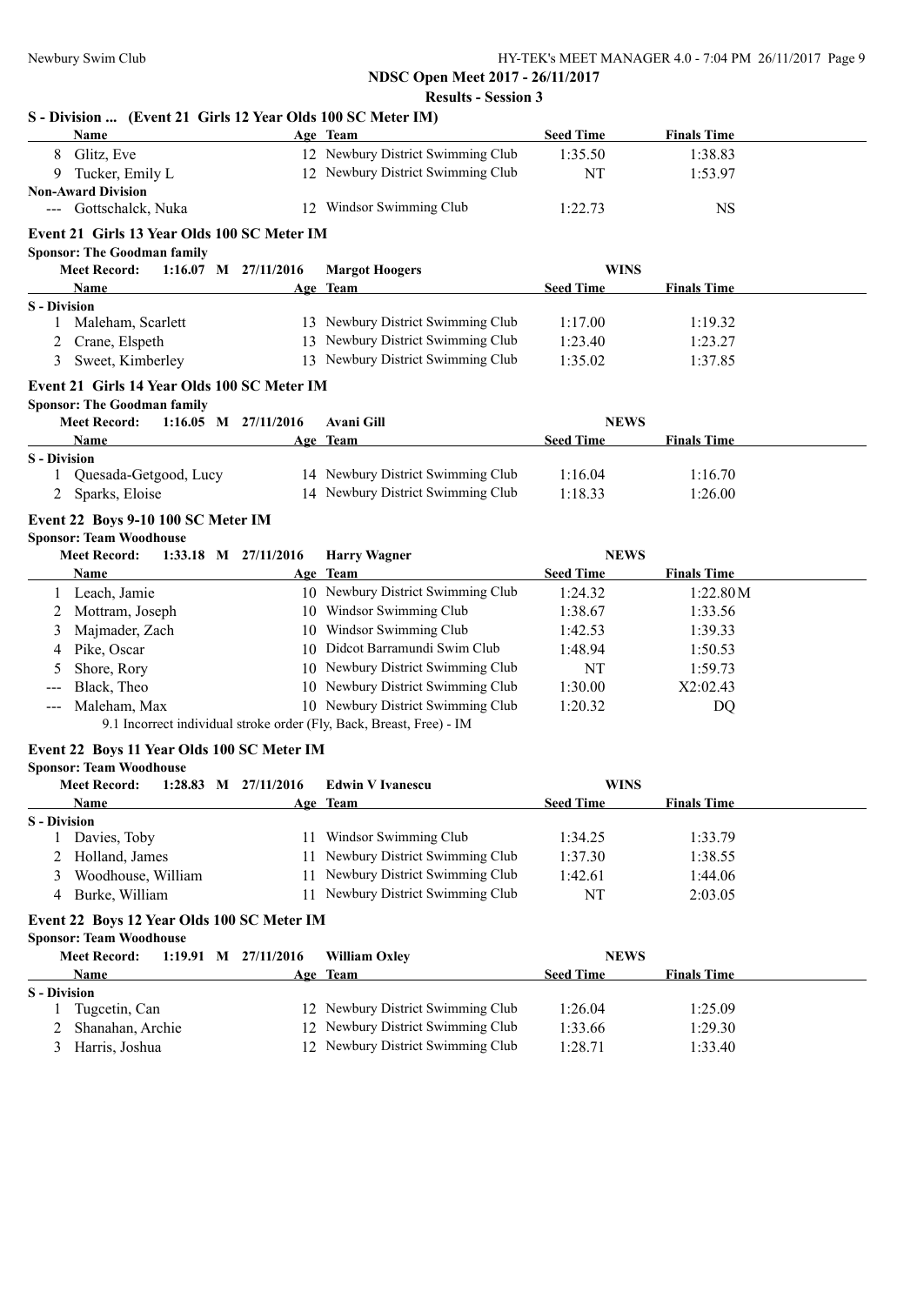**NDSC Open Meet 2017 - 26/11/2017**

**Results - Session 3**

### S - Division ... (Event 21 Girls 12 Year Olds 100 SC Meter IM)

| | Name | Age | Team | Seed Time | Finals Time |
|---|---|---|---|---|---|
| 8 | Glitz, Eve | 12 | Newbury District Swimming Club | 1:35.50 | 1:38.83 |
| 9 | Tucker, Emily L | 12 | Newbury District Swimming Club | NT | 1:53.97 |
| **Non-Award Division** | | | | | |
| --- | Gottschalck, Nuka | 12 | Windsor Swimming Club | 1:22.73 | NS |

### Event 21 Girls 13 Year Olds 100 SC Meter IM

**Sponsor: The Goodman family**

**Meet Record:** 1:16.07 M 27/11/2016 **Margot Hoogers** **WINS**

| | Name | Age | Team | Seed Time | Finals Time |
|---|---|---|---|---|---|
| **S - Division** | | | | | |
| 1 | Maleham, Scarlett | 13 | Newbury District Swimming Club | 1:17.00 | 1:19.32 |
| 2 | Crane, Elspeth | 13 | Newbury District Swimming Club | 1:23.40 | 1:23.27 |
| 3 | Sweet, Kimberley | 13 | Newbury District Swimming Club | 1:35.02 | 1:37.85 |

### Event 21 Girls 14 Year Olds 100 SC Meter IM

**Sponsor: The Goodman family**

**Meet Record:** 1:16.05 M 27/11/2016 **Avani Gill** **NEWS**

| | Name | Age | Team | Seed Time | Finals Time |
|---|---|---|---|---|---|
| **S - Division** | | | | | |
| 1 | Quesada-Getgood, Lucy | 14 | Newbury District Swimming Club | 1:16.04 | 1:16.70 |
| 2 | Sparks, Eloise | 14 | Newbury District Swimming Club | 1:18.33 | 1:26.00 |

### Event 22 Boys 9-10 100 SC Meter IM

**Sponsor: Team Woodhouse**

**Meet Record:** 1:33.18 M 27/11/2016 **Harry Wagner** **NEWS**

| | Name | Age | Team | Seed Time | Finals Time |
|---|---|---|---|---|---|
| 1 | Leach, Jamie | 10 | Newbury District Swimming Club | 1:24.32 | 1:22.80M |
| 2 | Mottram, Joseph | 10 | Windsor Swimming Club | 1:38.67 | 1:33.56 |
| 3 | Majmader, Zach | 10 | Windsor Swimming Club | 1:42.53 | 1:39.33 |
| 4 | Pike, Oscar | 10 | Didcot Barramundi Swim Club | 1:48.94 | 1:50.53 |
| 5 | Shore, Rory | 10 | Newbury District Swimming Club | NT | 1:59.73 |
| --- | Black, Theo | 10 | Newbury District Swimming Club | 1:30.00 | X2:02.43 |
| --- | Maleham, Max | 10 | Newbury District Swimming Club | 1:20.32 | DQ |
| | 9.1 Incorrect individual stroke order (Fly, Back, Breast, Free) - IM | | | | |

### Event 22 Boys 11 Year Olds 100 SC Meter IM

**Sponsor: Team Woodhouse**

**Meet Record:** 1:28.83 M 27/11/2016 **Edwin V Ivanescu** **WINS**

| | Name | Age | Team | Seed Time | Finals Time |
|---|---|---|---|---|---|
| **S - Division** | | | | | |
| 1 | Davies, Toby | 11 | Windsor Swimming Club | 1:34.25 | 1:33.79 |
| 2 | Holland, James | 11 | Newbury District Swimming Club | 1:37.30 | 1:38.55 |
| 3 | Woodhouse, William | 11 | Newbury District Swimming Club | 1:42.61 | 1:44.06 |
| 4 | Burke, William | 11 | Newbury District Swimming Club | NT | 2:03.05 |

### Event 22 Boys 12 Year Olds 100 SC Meter IM

**Sponsor: Team Woodhouse**

**Meet Record:** 1:19.91 M 27/11/2016 **William Oxley** **NEWS**

| | Name | Age | Team | Seed Time | Finals Time |
|---|---|---|---|---|---|
| **S - Division** | | | | | |
| 1 | Tugcetin, Can | 12 | Newbury District Swimming Club | 1:26.04 | 1:25.09 |
| 2 | Shanahan, Archie | 12 | Newbury District Swimming Club | 1:33.66 | 1:29.30 |
| 3 | Harris, Joshua | 12 | Newbury District Swimming Club | 1:28.71 | 1:33.40 |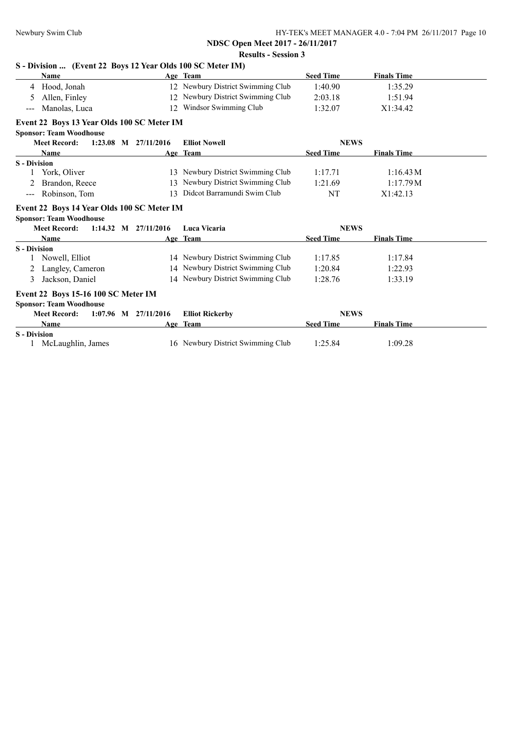**NDSC Open Meet 2017 - 26/11/2017**

**Results - Session 3**

### S - Division ... (Event 22 Boys 12 Year Olds 100 SC Meter IM)

| | Name | Age | Team | Seed Time | Finals Time |
|---|---|---|---|---|---|
| 4 | Hood, Jonah | 12 | Newbury District Swimming Club | 1:40.90 | 1:35.29 |
| 5 | Allen, Finley | 12 | Newbury District Swimming Club | 2:03.18 | 1:51.94 |
| --- | Manolas, Luca | 12 | Windsor Swimming Club | 1:32.07 | X1:34.42 |

### Event 22 Boys 13 Year Olds 100 SC Meter IM

**Sponsor: Team Woodhouse**

**Meet Record:** 1:23.08 M 27/11/2016 **Elliot Nowell** **NEWS**

| | Name | Age | Team | Seed Time | Finals Time |
|---|---|---|---|---|---|
| **S - Division** | | | | | |
| 1 | York, Oliver | 13 | Newbury District Swimming Club | 1:17.71 | 1:16.43M |
| 2 | Brandon, Reece | 13 | Newbury District Swimming Club | 1:21.69 | 1:17.79M |
| --- | Robinson, Tom | 13 | Didcot Barramundi Swim Club | NT | X1:42.13 |

### Event 22 Boys 14 Year Olds 100 SC Meter IM

**Sponsor: Team Woodhouse**

**Meet Record:** 1:14.32 M 27/11/2016 **Luca Vicaria** **NEWS**

| | Name | Age | Team | Seed Time | Finals Time |
|---|---|---|---|---|---|
| **S - Division** | | | | | |
| 1 | Nowell, Elliot | 14 | Newbury District Swimming Club | 1:17.85 | 1:17.84 |
| 2 | Langley, Cameron | 14 | Newbury District Swimming Club | 1:20.84 | 1:22.93 |
| 3 | Jackson, Daniel | 14 | Newbury District Swimming Club | 1:28.76 | 1:33.19 |

### Event 22 Boys 15-16 100 SC Meter IM

**Sponsor: Team Woodhouse**

**Meet Record:** 1:07.96 M 27/11/2016 **Elliot Rickerby** **NEWS**

| | Name | Age | Team | Seed Time | Finals Time |
|---|---|---|---|---|---|
| **S - Division** | | | | | |
| 1 | McLaughlin, James | 16 | Newbury District Swimming Club | 1:25.84 | 1:09.28 |